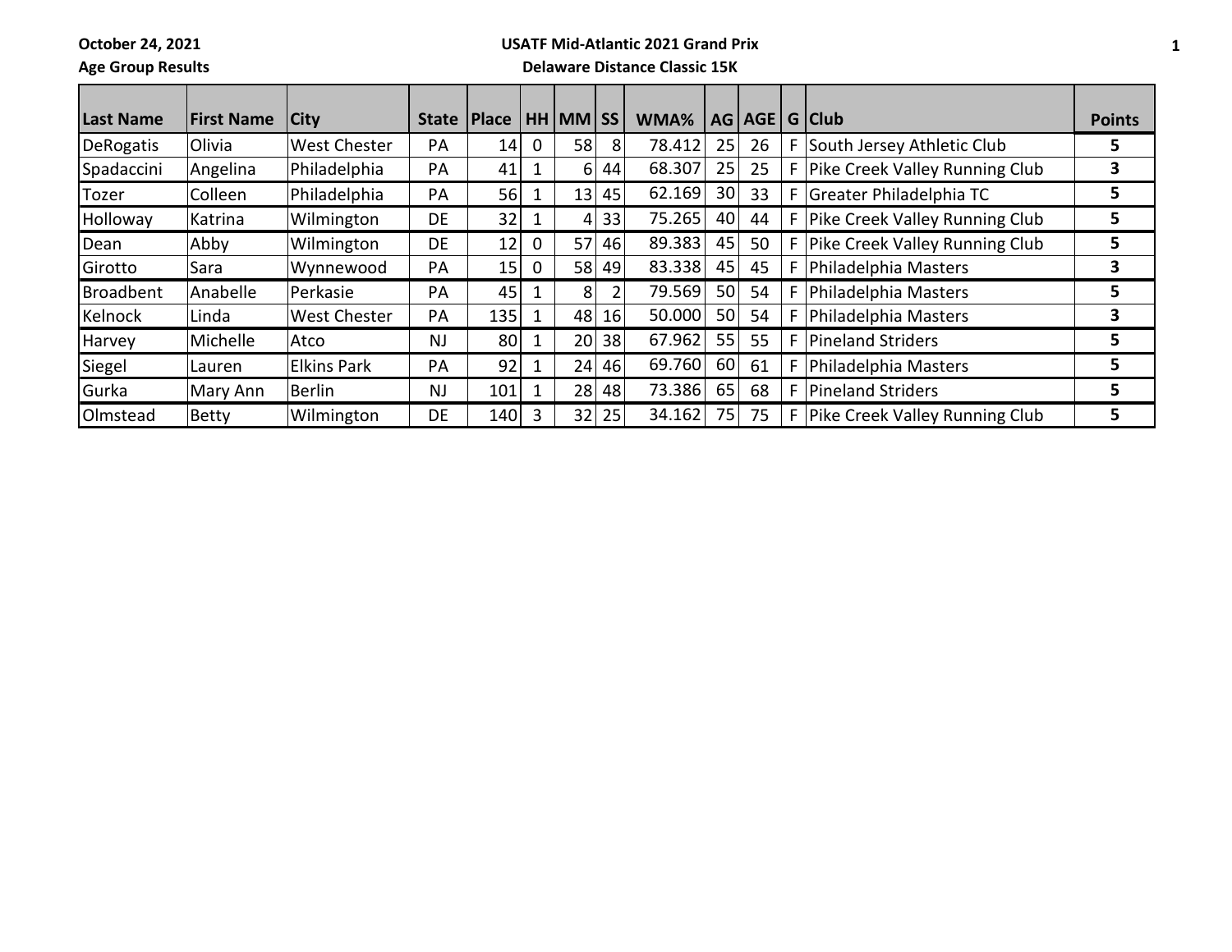October 24, 2021

**USATF Mid-Atlantic 2021 Grand Prix**

Age Group Results

**Delaware Distance Classic 15K**

| Last Name | First Name | City | State | Place | HH | MM | SS | WMA% | AG | AGE | G | Club | Points |
|---|---|---|---|---|---|---|---|---|---|---|---|---|---|
| DeRogatis | Olivia | West Chester | PA | 14 | 0 | 58 | 8 | 78.412 | 25 | 26 | F | South Jersey Athletic Club | 5 |
| Spadaccini | Angelina | Philadelphia | PA | 41 | 1 | 6 | 44 | 68.307 | 25 | 25 | F | Pike Creek Valley Running Club | 3 |
| Tozer | Colleen | Philadelphia | PA | 56 | 1 | 13 | 45 | 62.169 | 30 | 33 | F | Greater Philadelphia TC | 5 |
| Holloway | Katrina | Wilmington | DE | 32 | 1 | 4 | 33 | 75.265 | 40 | 44 | F | Pike Creek Valley Running Club | 5 |
| Dean | Abby | Wilmington | DE | 12 | 0 | 57 | 46 | 89.383 | 45 | 50 | F | Pike Creek Valley Running Club | 5 |
| Girotto | Sara | Wynnewood | PA | 15 | 0 | 58 | 49 | 83.338 | 45 | 45 | F | Philadelphia Masters | 3 |
| Broadbent | Anabelle | Perkasie | PA | 45 | 1 | 8 | 2 | 79.569 | 50 | 54 | F | Philadelphia Masters | 5 |
| Kelnock | Linda | West Chester | PA | 135 | 1 | 48 | 16 | 50.000 | 50 | 54 | F | Philadelphia Masters | 3 |
| Harvey | Michelle | Atco | NJ | 80 | 1 | 20 | 38 | 67.962 | 55 | 55 | F | Pineland Striders | 5 |
| Siegel | Lauren | Elkins Park | PA | 92 | 1 | 24 | 46 | 69.760 | 60 | 61 | F | Philadelphia Masters | 5 |
| Gurka | Mary Ann | Berlin | NJ | 101 | 1 | 28 | 48 | 73.386 | 65 | 68 | F | Pineland Striders | 5 |
| Olmstead | Betty | Wilmington | DE | 140 | 3 | 32 | 25 | 34.162 | 75 | 75 | F | Pike Creek Valley Running Club | 5 |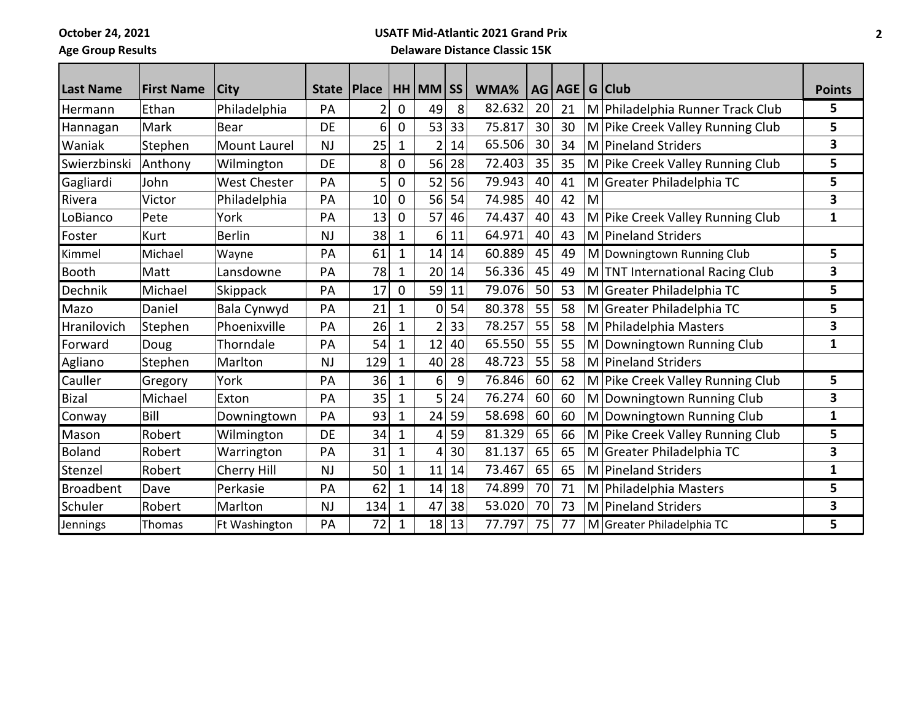October 24, 2021

Age Group Results

# USATF Mid-Atlantic 2021 Grand Prix

## Delaware Distance Classic 15K

| Last Name | First Name | City | State | Place | HH | MM | SS | WMA% | AG | AGE | G | Club | Points |
|---|---|---|---|---|---|---|---|---|---|---|---|---|---|
| Hermann | Ethan | Philadelphia | PA | 2 | 0 | 49 | 8 | 82.632 | 20 | 21 | M | Philadelphia Runner Track Club | 5 |
| Hannagan | Mark | Bear | DE | 6 | 0 | 53 | 33 | 75.817 | 30 | 30 | M | Pike Creek Valley Running Club | 5 |
| Waniak | Stephen | Mount Laurel | NJ | 25 | 1 | 2 | 14 | 65.506 | 30 | 34 | M | Pineland Striders | 3 |
| Swierzbinski | Anthony | Wilmington | DE | 8 | 0 | 56 | 28 | 72.403 | 35 | 35 | M | Pike Creek Valley Running Club | 5 |
| Gagliardi | John | West Chester | PA | 5 | 0 | 52 | 56 | 79.943 | 40 | 41 | M | Greater Philadelphia TC | 5 |
| Rivera | Victor | Philadelphia | PA | 10 | 0 | 56 | 54 | 74.985 | 40 | 42 | M | | 3 |
| LoBianco | Pete | York | PA | 13 | 0 | 57 | 46 | 74.437 | 40 | 43 | M | Pike Creek Valley Running Club | 1 |
| Foster | Kurt | Berlin | NJ | 38 | 1 | 6 | 11 | 64.971 | 40 | 43 | M | Pineland Striders | |
| Kimmel | Michael | Wayne | PA | 61 | 1 | 14 | 14 | 60.889 | 45 | 49 | M | Downingtown Running Club | 5 |
| Booth | Matt | Lansdowne | PA | 78 | 1 | 20 | 14 | 56.336 | 45 | 49 | M | TNT International Racing Club | 3 |
| Dechnik | Michael | Skippack | PA | 17 | 0 | 59 | 11 | 79.076 | 50 | 53 | M | Greater Philadelphia TC | 5 |
| Mazo | Daniel | Bala Cynwyd | PA | 21 | 1 | 0 | 54 | 80.378 | 55 | 58 | M | Greater Philadelphia TC | 5 |
| Hranilovich | Stephen | Phoenixville | PA | 26 | 1 | 2 | 33 | 78.257 | 55 | 58 | M | Philadelphia Masters | 3 |
| Forward | Doug | Thorndale | PA | 54 | 1 | 12 | 40 | 65.550 | 55 | 55 | M | Downingtown Running Club | 1 |
| Agliano | Stephen | Marlton | NJ | 129 | 1 | 40 | 28 | 48.723 | 55 | 58 | M | Pineland Striders | |
| Cauller | Gregory | York | PA | 36 | 1 | 6 | 9 | 76.846 | 60 | 62 | M | Pike Creek Valley Running Club | 5 |
| Bizal | Michael | Exton | PA | 35 | 1 | 5 | 24 | 76.274 | 60 | 60 | M | Downingtown Running Club | 3 |
| Conway | Bill | Downingtown | PA | 93 | 1 | 24 | 59 | 58.698 | 60 | 60 | M | Downingtown Running Club | 1 |
| Mason | Robert | Wilmington | DE | 34 | 1 | 4 | 59 | 81.329 | 65 | 66 | M | Pike Creek Valley Running Club | 5 |
| Boland | Robert | Warrington | PA | 31 | 1 | 4 | 30 | 81.137 | 65 | 65 | M | Greater Philadelphia TC | 3 |
| Stenzel | Robert | Cherry Hill | NJ | 50 | 1 | 11 | 14 | 73.467 | 65 | 65 | M | Pineland Striders | 1 |
| Broadbent | Dave | Perkasie | PA | 62 | 1 | 14 | 18 | 74.899 | 70 | 71 | M | Philadelphia Masters | 5 |
| Schuler | Robert | Marlton | NJ | 134 | 1 | 47 | 38 | 53.020 | 70 | 73 | M | Pineland Striders | 3 |
| Jennings | Thomas | Ft Washington | PA | 72 | 1 | 18 | 13 | 77.797 | 75 | 77 | M | Greater Philadelphia TC | 5 |